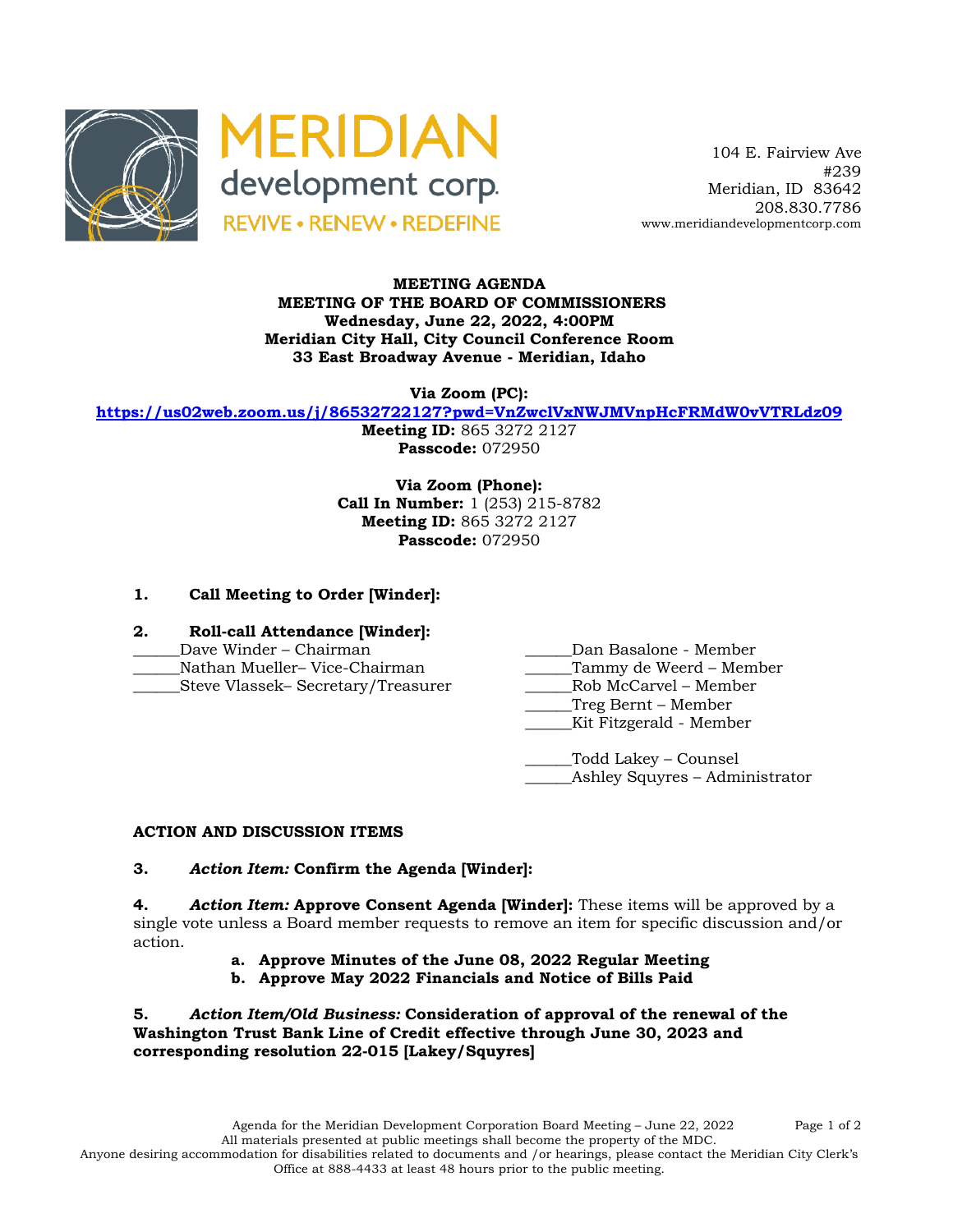MERIDIAN development corp.

REVIVE • RENEW • REDEFINE

104 E. Fairview Ave
#239
Meridian, ID 83642
208.830.7786
www.meridiandevelopmentcorp.com

**MEETING AGENDA**
**MEETING OF THE BOARD OF COMMISSIONERS**
**Wednesday, June 22, 2022, 4:00PM**
**Meridian City Hall, City Council Conference Room**
**33 East Broadway Avenue - Meridian, Idaho**

**Via Zoom (PC):**
**https://us02web.zoom.us/j/86532722127?pwd=VnZwclVxNWJMVnpHcFRMdW0vVTRLdz09**
**Meeting ID:** 865 3272 2127
**Passcode:** 072950

**Via Zoom (Phone):**
**Call In Number:** 1 (253) 215-8782
**Meeting ID:** 865 3272 2127
**Passcode:** 072950

**1. Call Meeting to Order [Winder]:**

**2. Roll-call Attendance [Winder]:**

______Dave Winder – Chairman
______Nathan Mueller– Vice-Chairman
______Steve Vlassek– Secretary/Treasurer
______Dan Basalone - Member
______Tammy de Weerd – Member
______Rob McCarvel – Member
______Treg Bernt – Member
______Kit Fitzgerald - Member

______Todd Lakey – Counsel
______Ashley Squyres – Administrator

**ACTION AND DISCUSSION ITEMS**

**3. *Action Item:* Confirm the Agenda [Winder]:**

**4. *Action Item:* Approve Consent Agenda [Winder]:** These items will be approved by a single vote unless a Board member requests to remove an item for specific discussion and/or action.

- **a. Approve Minutes of the June 08, 2022 Regular Meeting**
- **b. Approve May 2022 Financials and Notice of Bills Paid**

**5. *Action Item/Old Business:* Consideration of approval of the renewal of the Washington Trust Bank Line of Credit effective through June 30, 2023 and corresponding resolution 22-015 [Lakey/Squyres]**

All materials presented at public meetings shall become the property of the MDC.
Anyone desiring accommodation for disabilities related to documents and /or hearings, please contact the Meridian City Clerk's Office at 888-4433 at least 48 hours prior to the public meeting.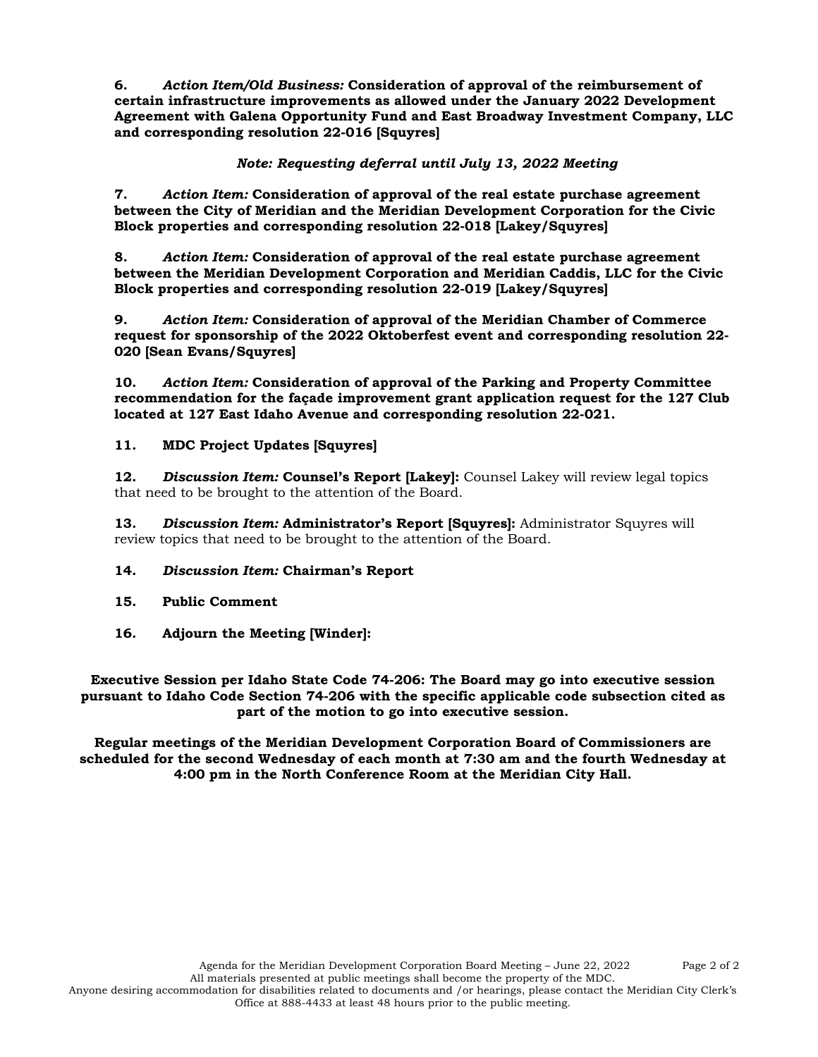**6.** ***Action Item/Old Business:*** **Consideration of approval of the reimbursement of certain infrastructure improvements as allowed under the January 2022 Development Agreement with Galena Opportunity Fund and East Broadway Investment Company, LLC and corresponding resolution 22-016 [Squyres]**

***Note: Requesting deferral until July 13, 2022 Meeting***

**7.** ***Action Item:*** **Consideration of approval of the real estate purchase agreement between the City of Meridian and the Meridian Development Corporation for the Civic Block properties and corresponding resolution 22-018 [Lakey/Squyres]**

**8.** ***Action Item:*** **Consideration of approval of the real estate purchase agreement between the Meridian Development Corporation and Meridian Caddis, LLC for the Civic Block properties and corresponding resolution 22-019 [Lakey/Squyres]**

**9.** ***Action Item:*** **Consideration of approval of the Meridian Chamber of Commerce request for sponsorship of the 2022 Oktoberfest event and corresponding resolution 22-020 [Sean Evans/Squyres]**

**10.** ***Action Item:*** **Consideration of approval of the Parking and Property Committee recommendation for the façade improvement grant application request for the 127 Club located at 127 East Idaho Avenue and corresponding resolution 22-021.**

**11. MDC Project Updates [Squyres]**

**12.** ***Discussion Item:*** **Counsel's Report [Lakey]:** Counsel Lakey will review legal topics that need to be brought to the attention of the Board.

**13.** ***Discussion Item:*** **Administrator's Report [Squyres]:** Administrator Squyres will review topics that need to be brought to the attention of the Board.

**14.** ***Discussion Item:*** **Chairman's Report**

**15. Public Comment**

**16. Adjourn the Meeting [Winder]:**

**Executive Session per Idaho State Code 74-206: The Board may go into executive session pursuant to Idaho Code Section 74-206 with the specific applicable code subsection cited as part of the motion to go into executive session.**

**Regular meetings of the Meridian Development Corporation Board of Commissioners are scheduled for the second Wednesday of each month at 7:30 am and the fourth Wednesday at 4:00 pm in the North Conference Room at the Meridian City Hall.**

Agenda for the Meridian Development Corporation Board Meeting – June 22, 2022

All materials presented at public meetings shall become the property of the MDC.

Anyone desiring accommodation for disabilities related to documents and /or hearings, please contact the Meridian City Clerk's Office at 888-4433 at least 48 hours prior to the public meeting.